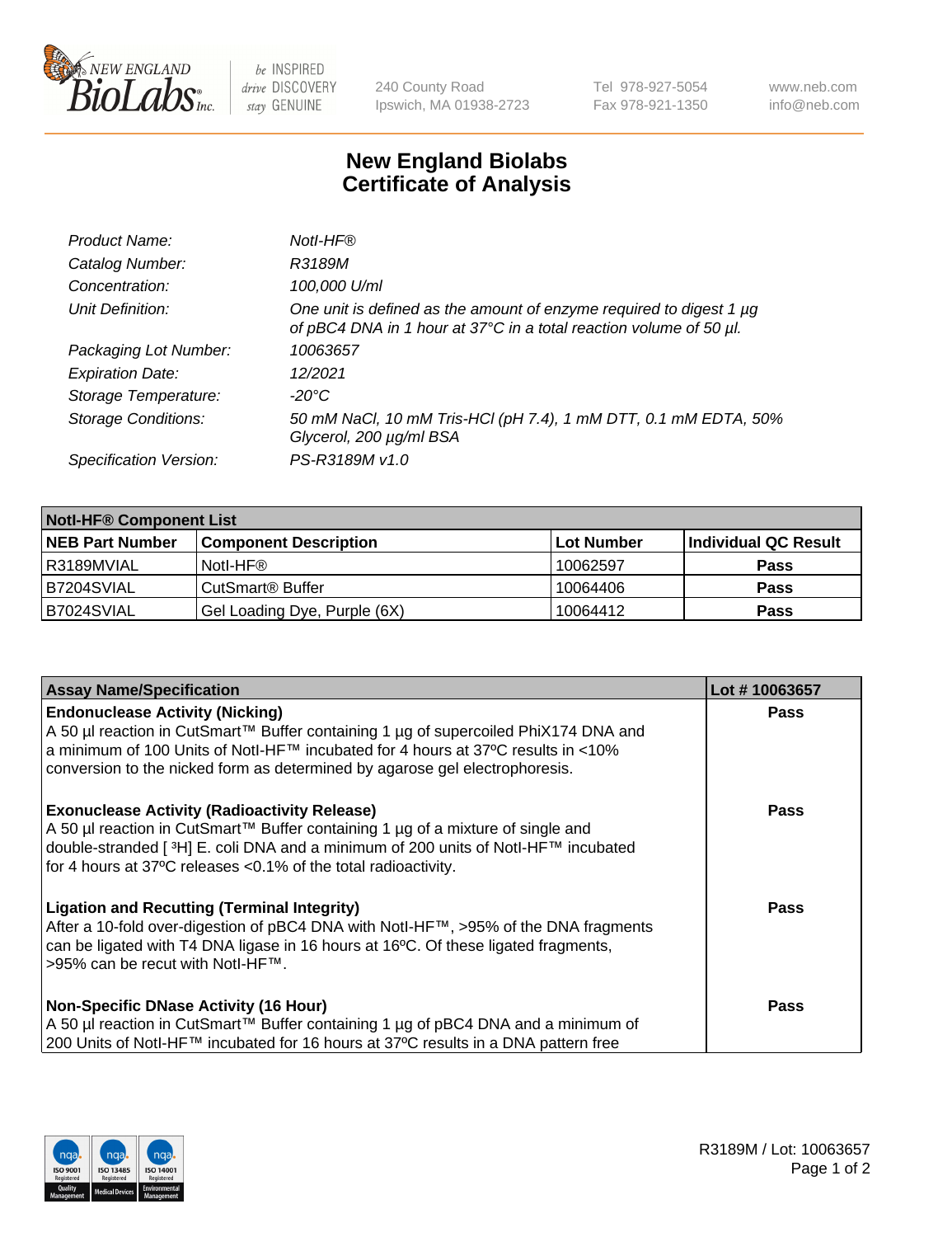# New England Biolabs Certificate of Analysis

| | |
|---|---|
| *Product Name:* | *NotI-HF®* |
| *Catalog Number:* | *R3189M* |
| *Concentration:* | *100,000 U/ml* |
| *Unit Definition:* | *One unit is defined as the amount of enzyme required to digest 1 µg of pBC4 DNA in 1 hour at 37°C in a total reaction volume of 50 µl.* |
| *Packaging Lot Number:* | *10063657* |
| *Expiration Date:* | *12/2021* |
| *Storage Temperature:* | *-20°C* |
| *Storage Conditions:* | *50 mM NaCl, 10 mM Tris-HCl (pH 7.4), 1 mM DTT, 0.1 mM EDTA, 50% Glycerol, 200 µg/ml BSA* |
| *Specification Version:* | *PS-R3189M v1.0* |

| **NotI-HF® Component List** | | | |
|---|---|---|---|
| **NEB Part Number** | **Component Description** | **Lot Number** | **Individual QC Result** |
| R3189MVIAL | NotI-HF® | 10062597 | **Pass** |
| B7204SVIAL | CutSmart® Buffer | 10064406 | **Pass** |
| B7024SVIAL | Gel Loading Dye, Purple (6X) | 10064412 | **Pass** |

| **Assay Name/Specification** | **Lot # 10063657** |
|---|---|
| **Endonuclease Activity (Nicking)** A 50 µl reaction in CutSmart™ Buffer containing 1 µg of supercoiled PhiX174 DNA and a minimum of 100 Units of NotI-HF™ incubated for 4 hours at 37ºC results in <10% conversion to the nicked form as determined by agarose gel electrophoresis. | **Pass** |
| **Exonuclease Activity (Radioactivity Release)** A 50 µl reaction in CutSmart™ Buffer containing 1 µg of a mixture of single and double-stranded [ $^3$H] E. coli DNA and a minimum of 200 units of NotI-HF™ incubated for 4 hours at 37ºC releases <0.1% of the total radioactivity. | **Pass** |
| **Ligation and Recutting (Terminal Integrity)** After a 10-fold over-digestion of pBC4 DNA with NotI-HF™, >95% of the DNA fragments can be ligated with T4 DNA ligase in 16 hours at 16ºC. Of these ligated fragments, >95% can be recut with NotI-HF™. | **Pass** |
| **Non-Specific DNase Activity (16 Hour)** A 50 µl reaction in CutSmart™ Buffer containing 1 µg of pBC4 DNA and a minimum of 200 Units of NotI-HF™ incubated for 16 hours at 37ºC results in a DNA pattern free | **Pass** |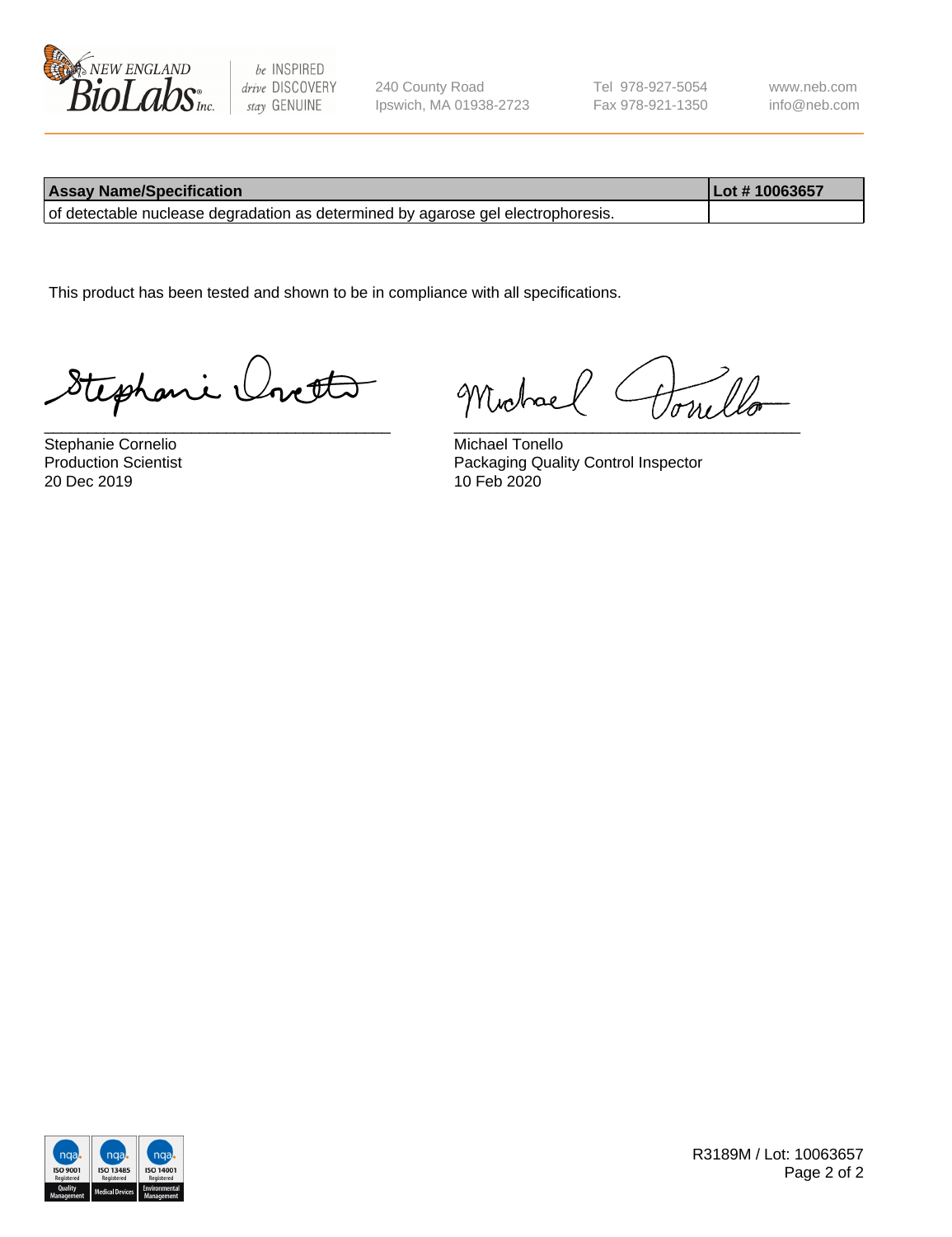240 County Road
Ipswich, MA 01938-2723

Tel 978-927-5054
Fax 978-921-1350

www.neb.com
info@neb.com

| Assay Name/Specification | Lot # 10063657 |
| --- | --- |
| of detectable nuclease degradation as determined by agarose gel electrophoresis. | |

This product has been tested and shown to be in compliance with all specifications.

Stephanie Cornelio
Production Scientist
20 Dec 2019

Michael Tonello
Packaging Quality Control Inspector
10 Feb 2020

R3189M / Lot: 10063657